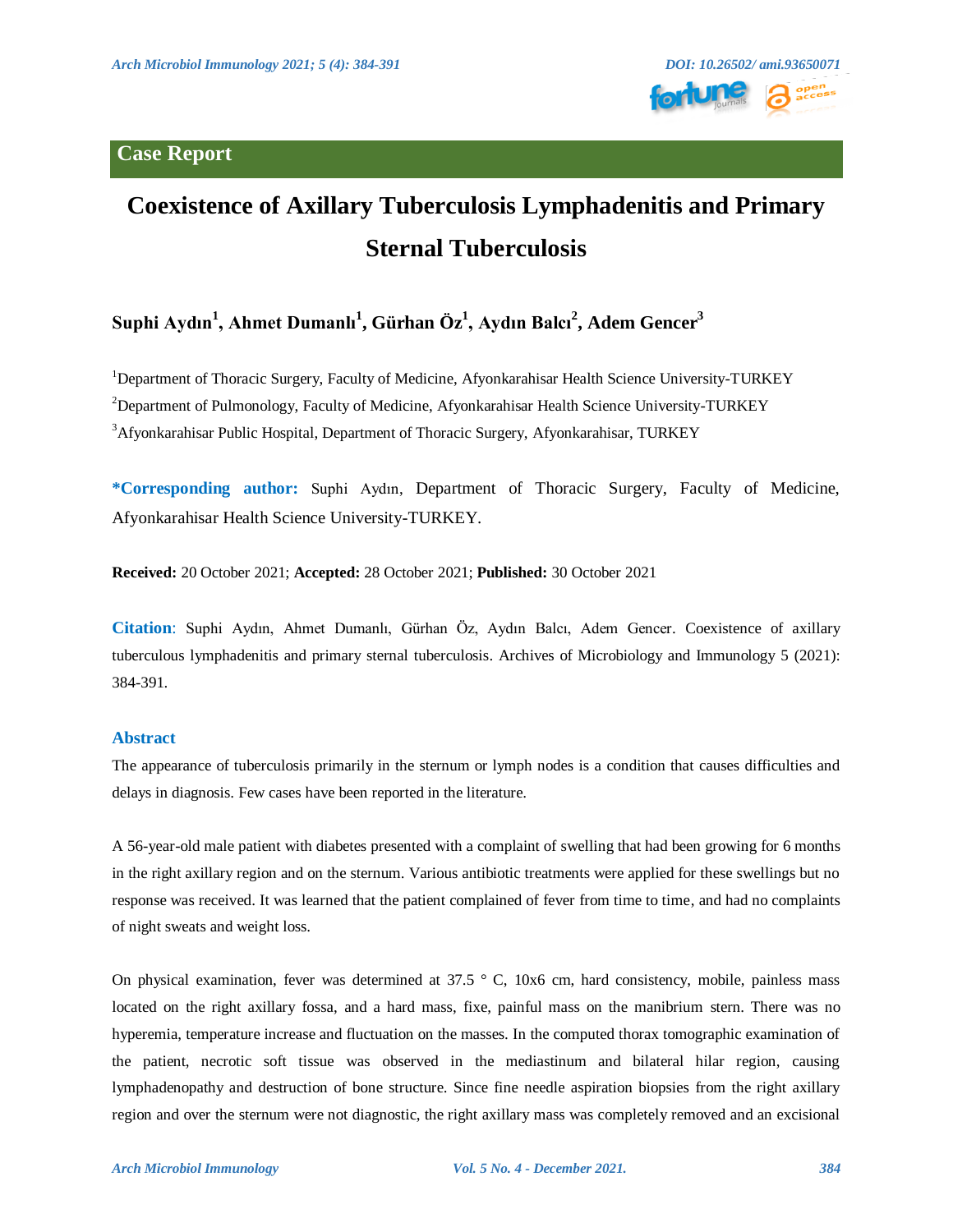## Case Report

# Coexistence of Axillary Tuberculosis Lymphadenitis and Primary Sternal Tuberculosis

**Suphi Aydın[1], Ahmet Dumanlı[1], Gürhan Öz[1], Aydın Balcı[2], Adem Gencer[3]**

[1]Department of Thoracic Surgery, Faculty of Medicine, Afyonkarahisar Health Science University-TURKEY

[2]Department of Pulmonology, Faculty of Medicine, Afyonkarahisar Health Science University-TURKEY

[3]Afyonkarahisar Public Hospital, Department of Thoracic Surgery, Afyonkarahisar, TURKEY

**\*Corresponding author:** Suphi Aydın, Department of Thoracic Surgery, Faculty of Medicine, Afyonkarahisar Health Science University-TURKEY.

**Received:** 20 October 2021; **Accepted:** 28 October 2021; **Published:** 30 October 2021

**Citation**: Suphi Aydın, Ahmet Dumanlı, Gürhan Öz, Aydın Balcı, Adem Gencer. Coexistence of axillary tuberculous lymphadenitis and primary sternal tuberculosis. Archives of Microbiology and Immunology 5 (2021): 384-391.

## Abstract

The appearance of tuberculosis primarily in the sternum or lymph nodes is a condition that causes difficulties and delays in diagnosis. Few cases have been reported in the literature.

A 56-year-old male patient with diabetes presented with a complaint of swelling that had been growing for 6 months in the right axillary region and on the sternum. Various antibiotic treatments were applied for these swellings but no response was received. It was learned that the patient complained of fever from time to time, and had no complaints of night sweats and weight loss.

On physical examination, fever was determined at 37.5 ° C, 10x6 cm, hard consistency, mobile, painless mass located on the right axillary fossa, and a hard mass, fixe, painful mass on the manibrium stern. There was no hyperemia, temperature increase and fluctuation on the masses. In the computed thorax tomographic examination of the patient, necrotic soft tissue was observed in the mediastinum and bilateral hilar region, causing lymphadenopathy and destruction of bone structure. Since fine needle aspiration biopsies from the right axillary region and over the sternum were not diagnostic, the right axillary mass was completely removed and an excisional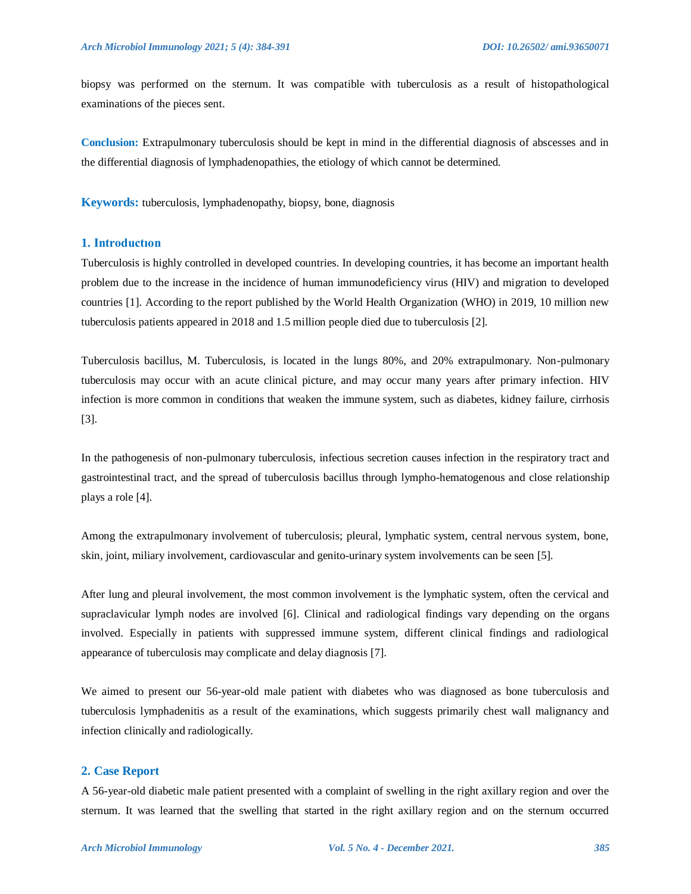biopsy was performed on the sternum. It was compatible with tuberculosis as a result of histopathological examinations of the pieces sent.

**Conclusion:** Extrapulmonary tuberculosis should be kept in mind in the differential diagnosis of abscesses and in the differential diagnosis of lymphadenopathies, the etiology of which cannot be determined.

**Keywords:** tuberculosis, lymphadenopathy, biopsy, bone, diagnosis

## 1. Introductıon

Tuberculosis is highly controlled in developed countries. In developing countries, it has become an important health problem due to the increase in the incidence of human immunodeficiency virus (HIV) and migration to developed countries [1]. According to the report published by the World Health Organization (WHO) in 2019, 10 million new tuberculosis patients appeared in 2018 and 1.5 million people died due to tuberculosis [2].

Tuberculosis bacillus, M. Tuberculosis, is located in the lungs 80%, and 20% extrapulmonary. Non-pulmonary tuberculosis may occur with an acute clinical picture, and may occur many years after primary infection. HIV infection is more common in conditions that weaken the immune system, such as diabetes, kidney failure, cirrhosis [3].

In the pathogenesis of non-pulmonary tuberculosis, infectious secretion causes infection in the respiratory tract and gastrointestinal tract, and the spread of tuberculosis bacillus through lympho-hematogenous and close relationship plays a role [4].

Among the extrapulmonary involvement of tuberculosis; pleural, lymphatic system, central nervous system, bone, skin, joint, miliary involvement, cardiovascular and genito-urinary system involvements can be seen [5].

After lung and pleural involvement, the most common involvement is the lymphatic system, often the cervical and supraclavicular lymph nodes are involved [6]. Clinical and radiological findings vary depending on the organs involved. Especially in patients with suppressed immune system, different clinical findings and radiological appearance of tuberculosis may complicate and delay diagnosis [7].

We aimed to present our 56-year-old male patient with diabetes who was diagnosed as bone tuberculosis and tuberculosis lymphadenitis as a result of the examinations, which suggests primarily chest wall malignancy and infection clinically and radiologically.

## 2. Case Report

A 56-year-old diabetic male patient presented with a complaint of swelling in the right axillary region and over the sternum. It was learned that the swelling that started in the right axillary region and on the sternum occurred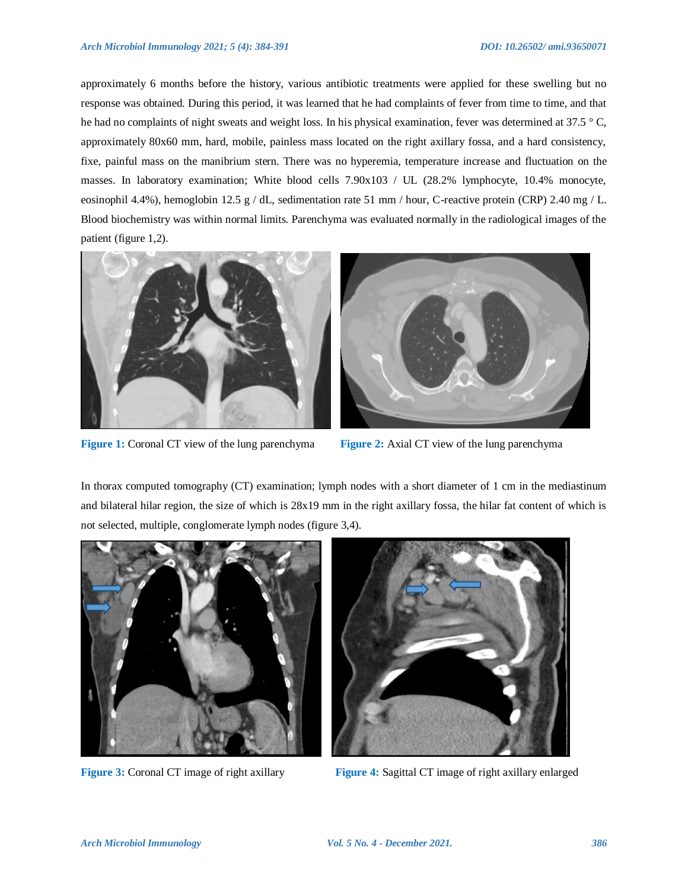approximately 6 months before the history, various antibiotic treatments were applied for these swelling but no response was obtained. During this period, it was learned that he had complaints of fever from time to time, and that he had no complaints of night sweats and weight loss. In his physical examination, fever was determined at 37.5 ° C, approximately 80x60 mm, hard, mobile, painless mass located on the right axillary fossa, and a hard consistency, fixe, painful mass on the manibrium stern. There was no hyperemia, temperature increase and fluctuation on the masses. In laboratory examination; White blood cells 7.90x103 / UL (28.2% lymphocyte, 10.4% monocyte, eosinophil 4.4%), hemoglobin 12.5 g / dL, sedimentation rate 51 mm / hour, C-reactive protein (CRP) 2.40 mg / L. Blood biochemistry was within normal limits. Parenchyma was evaluated normally in the radiological images of the patient (figure 1,2).

**Figure 1:** Coronal CT view of the lung parenchyma

**Figure 2:** Axial CT view of the lung parenchyma

In thorax computed tomography (CT) examination; lymph nodes with a short diameter of 1 cm in the mediastinum and bilateral hilar region, the size of which is 28x19 mm in the right axillary fossa, the hilar fat content of which is not selected, multiple, conglomerate lymph nodes (figure 3,4).

**Figure 3:** Coronal CT image of right axillary

**Figure 4:** Sagittal CT image of right axillary enlarged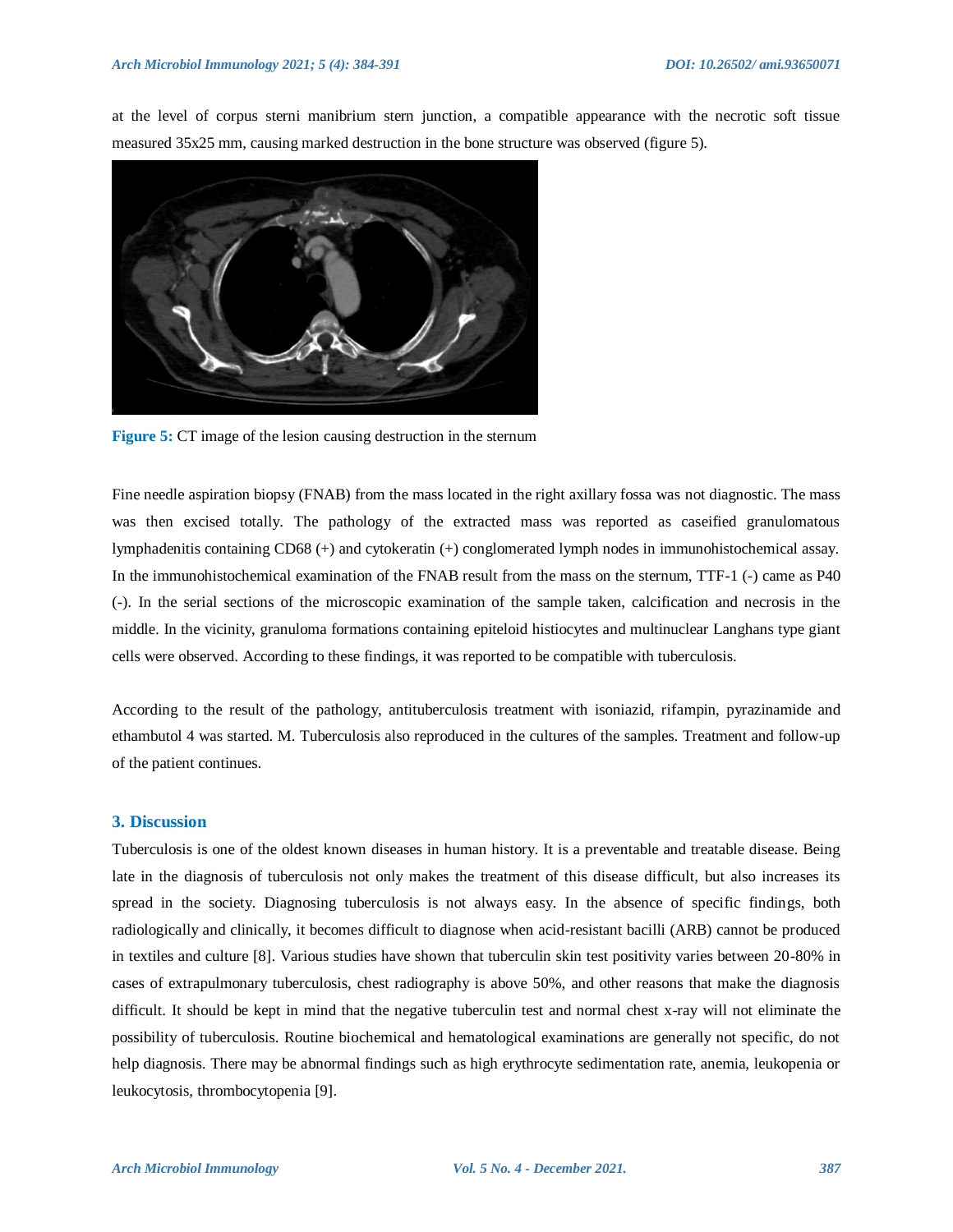at the level of corpus sterni manibrium stern junction, a compatible appearance with the necrotic soft tissue measured 35x25 mm, causing marked destruction in the bone structure was observed (figure 5).

**Figure 5:** CT image of the lesion causing destruction in the sternum

Fine needle aspiration biopsy (FNAB) from the mass located in the right axillary fossa was not diagnostic. The mass was then excised totally. The pathology of the extracted mass was reported as caseified granulomatous lymphadenitis containing CD68 (+) and cytokeratin (+) conglomerated lymph nodes in immunohistochemical assay. In the immunohistochemical examination of the FNAB result from the mass on the sternum, TTF-1 (-) came as P40 (-). In the serial sections of the microscopic examination of the sample taken, calcification and necrosis in the middle. In the vicinity, granuloma formations containing epiteloid histiocytes and multinuclear Langhans type giant cells were observed. According to these findings, it was reported to be compatible with tuberculosis.

According to the result of the pathology, antituberculosis treatment with isoniazid, rifampin, pyrazinamide and ethambutol 4 was started. M. Tuberculosis also reproduced in the cultures of the samples. Treatment and follow-up of the patient continues.

## 3. Discussion

Tuberculosis is one of the oldest known diseases in human history. It is a preventable and treatable disease. Being late in the diagnosis of tuberculosis not only makes the treatment of this disease difficult, but also increases its spread in the society. Diagnosing tuberculosis is not always easy. In the absence of specific findings, both radiologically and clinically, it becomes difficult to diagnose when acid-resistant bacilli (ARB) cannot be produced in textiles and culture [8]. Various studies have shown that tuberculin skin test positivity varies between 20-80% in cases of extrapulmonary tuberculosis, chest radiography is above 50%, and other reasons that make the diagnosis difficult. It should be kept in mind that the negative tuberculin test and normal chest x-ray will not eliminate the possibility of tuberculosis. Routine biochemical and hematological examinations are generally not specific, do not help diagnosis. There may be abnormal findings such as high erythrocyte sedimentation rate, anemia, leukopenia or leukocytosis, thrombocytopenia [9].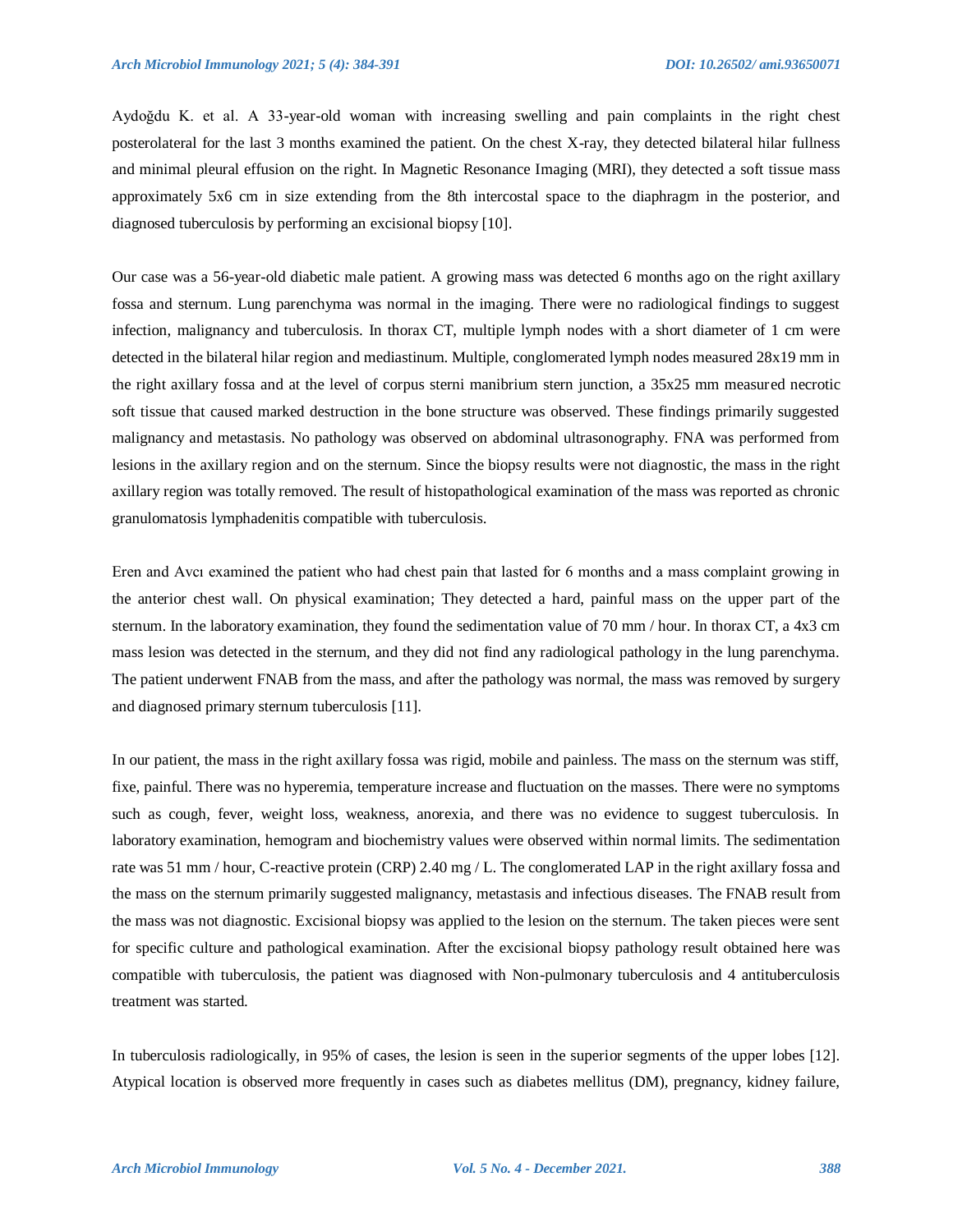Aydoğdu K. et al. A 33-year-old woman with increasing swelling and pain complaints in the right chest posterolateral for the last 3 months examined the patient. On the chest X-ray, they detected bilateral hilar fullness and minimal pleural effusion on the right. In Magnetic Resonance Imaging (MRI), they detected a soft tissue mass approximately 5x6 cm in size extending from the 8th intercostal space to the diaphragm in the posterior, and diagnosed tuberculosis by performing an excisional biopsy [10].

Our case was a 56-year-old diabetic male patient. A growing mass was detected 6 months ago on the right axillary fossa and sternum. Lung parenchyma was normal in the imaging. There were no radiological findings to suggest infection, malignancy and tuberculosis. In thorax CT, multiple lymph nodes with a short diameter of 1 cm were detected in the bilateral hilar region and mediastinum. Multiple, conglomerated lymph nodes measured 28x19 mm in the right axillary fossa and at the level of corpus sterni manibrium stern junction, a 35x25 mm measured necrotic soft tissue that caused marked destruction in the bone structure was observed. These findings primarily suggested malignancy and metastasis. No pathology was observed on abdominal ultrasonography. FNA was performed from lesions in the axillary region and on the sternum. Since the biopsy results were not diagnostic, the mass in the right axillary region was totally removed. The result of histopathological examination of the mass was reported as chronic granulomatosis lymphadenitis compatible with tuberculosis.

Eren and Avcı examined the patient who had chest pain that lasted for 6 months and a mass complaint growing in the anterior chest wall. On physical examination; They detected a hard, painful mass on the upper part of the sternum. In the laboratory examination, they found the sedimentation value of 70 mm / hour. In thorax CT, a 4x3 cm mass lesion was detected in the sternum, and they did not find any radiological pathology in the lung parenchyma. The patient underwent FNAB from the mass, and after the pathology was normal, the mass was removed by surgery and diagnosed primary sternum tuberculosis [11].

In our patient, the mass in the right axillary fossa was rigid, mobile and painless. The mass on the sternum was stiff, fixe, painful. There was no hyperemia, temperature increase and fluctuation on the masses. There were no symptoms such as cough, fever, weight loss, weakness, anorexia, and there was no evidence to suggest tuberculosis. In laboratory examination, hemogram and biochemistry values were observed within normal limits. The sedimentation rate was 51 mm / hour, C-reactive protein (CRP) 2.40 mg / L. The conglomerated LAP in the right axillary fossa and the mass on the sternum primarily suggested malignancy, metastasis and infectious diseases. The FNAB result from the mass was not diagnostic. Excisional biopsy was applied to the lesion on the sternum. The taken pieces were sent for specific culture and pathological examination. After the excisional biopsy pathology result obtained here was compatible with tuberculosis, the patient was diagnosed with Non-pulmonary tuberculosis and 4 antituberculosis treatment was started.

In tuberculosis radiologically, in 95% of cases, the lesion is seen in the superior segments of the upper lobes [12]. Atypical location is observed more frequently in cases such as diabetes mellitus (DM), pregnancy, kidney failure,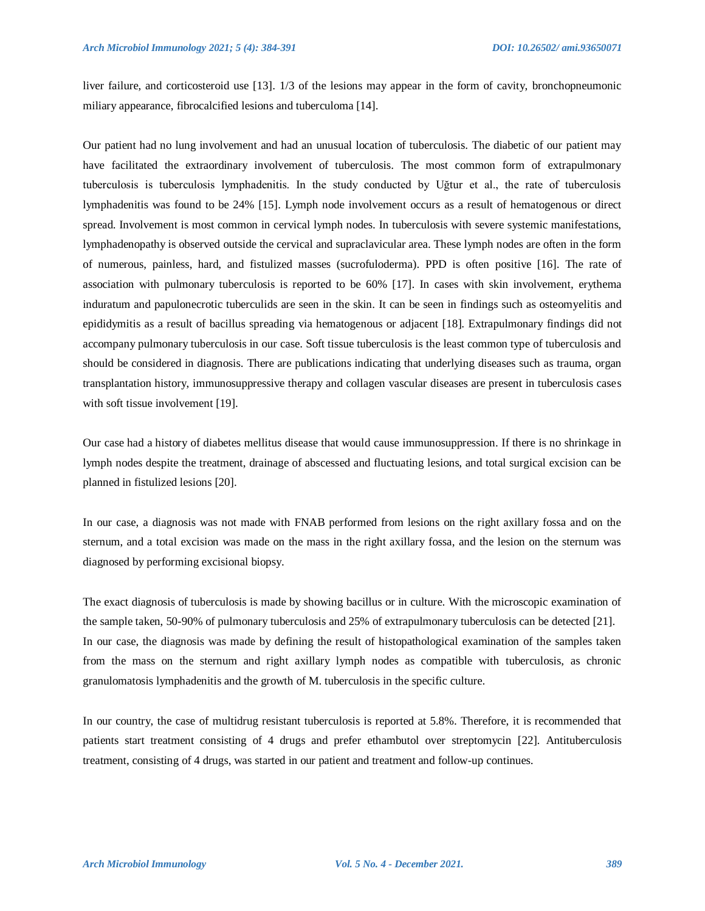liver failure, and corticosteroid use [13]. 1/3 of the lesions may appear in the form of cavity, bronchopneumonic miliary appearance, fibrocalcified lesions and tuberculoma [14].

Our patient had no lung involvement and had an unusual location of tuberculosis. The diabetic of our patient may have facilitated the extraordinary involvement of tuberculosis. The most common form of extrapulmonary tuberculosis is tuberculosis lymphadenitis. In the study conducted by Uğtur et al., the rate of tuberculosis lymphadenitis was found to be 24% [15]. Lymph node involvement occurs as a result of hematogenous or direct spread. Involvement is most common in cervical lymph nodes. In tuberculosis with severe systemic manifestations, lymphadenopathy is observed outside the cervical and supraclavicular area. These lymph nodes are often in the form of numerous, painless, hard, and fistulized masses (sucrofuloderma). PPD is often positive [16]. The rate of association with pulmonary tuberculosis is reported to be 60% [17]. In cases with skin involvement, erythema induratum and papulonecrotic tuberculids are seen in the skin. It can be seen in findings such as osteomyelitis and epididymitis as a result of bacillus spreading via hematogenous or adjacent [18]. Extrapulmonary findings did not accompany pulmonary tuberculosis in our case. Soft tissue tuberculosis is the least common type of tuberculosis and should be considered in diagnosis. There are publications indicating that underlying diseases such as trauma, organ transplantation history, immunosuppressive therapy and collagen vascular diseases are present in tuberculosis cases with soft tissue involvement [19].

Our case had a history of diabetes mellitus disease that would cause immunosuppression. If there is no shrinkage in lymph nodes despite the treatment, drainage of abscessed and fluctuating lesions, and total surgical excision can be planned in fistulized lesions [20].

In our case, a diagnosis was not made with FNAB performed from lesions on the right axillary fossa and on the sternum, and a total excision was made on the mass in the right axillary fossa, and the lesion on the sternum was diagnosed by performing excisional biopsy.

The exact diagnosis of tuberculosis is made by showing bacillus or in culture. With the microscopic examination of the sample taken, 50-90% of pulmonary tuberculosis and 25% of extrapulmonary tuberculosis can be detected [21]. In our case, the diagnosis was made by defining the result of histopathological examination of the samples taken from the mass on the sternum and right axillary lymph nodes as compatible with tuberculosis, as chronic granulomatosis lymphadenitis and the growth of M. tuberculosis in the specific culture.

In our country, the case of multidrug resistant tuberculosis is reported at 5.8%. Therefore, it is recommended that patients start treatment consisting of 4 drugs and prefer ethambutol over streptomycin [22]. Antituberculosis treatment, consisting of 4 drugs, was started in our patient and treatment and follow-up continues.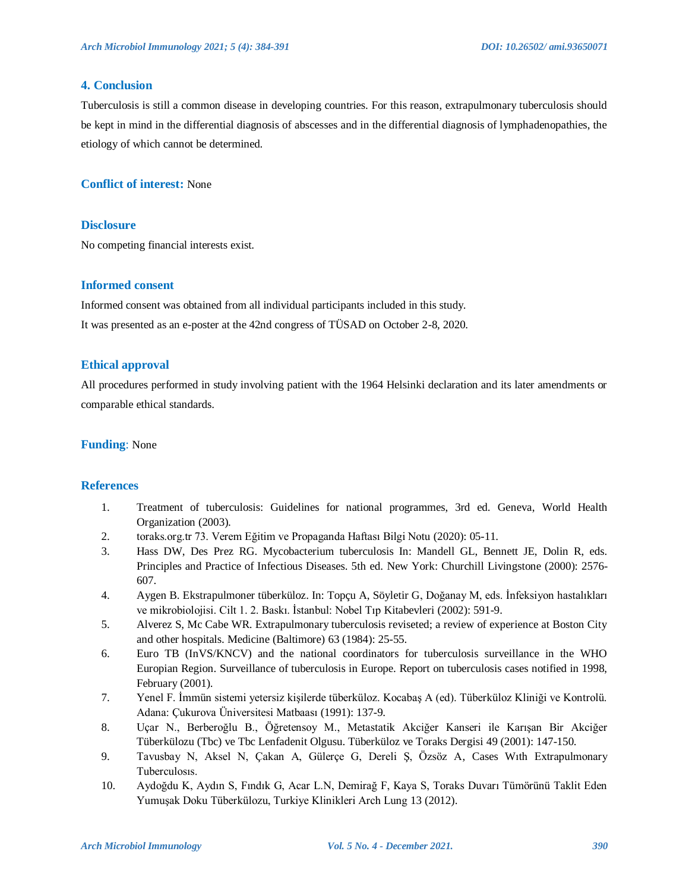## 4. Conclusion

Tuberculosis is still a common disease in developing countries. For this reason, extrapulmonary tuberculosis should be kept in mind in the differential diagnosis of abscesses and in the differential diagnosis of lymphadenopathies, the etiology of which cannot be determined.

**Conflict of interest:** None

### Disclosure

No competing financial interests exist.

### Informed consent

Informed consent was obtained from all individual participants included in this study.

It was presented as an e-poster at the 42nd congress of TÜSAD on October 2-8, 2020.

### Ethical approval

All procedures performed in study involving patient with the 1964 Helsinki declaration and its later amendments or comparable ethical standards.

**Funding**: None

### References

1. Treatment of tuberculosis: Guidelines for national programmes, 3rd ed. Geneva, World Health Organization (2003).
2. toraks.org.tr 73. Verem Eğitim ve Propaganda Haftası Bilgi Notu (2020): 05-11.
3. Hass DW, Des Prez RG. Mycobacterium tuberculosis In: Mandell GL, Bennett JE, Dolin R, eds. Principles and Practice of Infectious Diseases. 5th ed. New York: Churchill Livingstone (2000): 2576-607.
4. Aygen B. Ekstrapulmoner tüberküloz. In: Topçu A, Söyletir G, Doğanay M, eds. İnfeksiyon hastalıkları ve mikrobiolojisi. Cilt 1. 2. Baskı. İstanbul: Nobel Tıp Kitabevleri (2002): 591-9.
5. Alverez S, Mc Cabe WR. Extrapulmonary tuberculosis reviseted; a review of experience at Boston City and other hospitals. Medicine (Baltimore) 63 (1984): 25-55.
6. Euro TB (InVS/KNCV) and the national coordinators for tuberculosis surveillance in the WHO Europian Region. Surveillance of tuberculosis in Europe. Report on tuberculosis cases notified in 1998, February (2001).
7. Yenel F. İmmün sistemi yetersiz kişilerde tüberküloz. Kocabaş A (ed). Tüberküloz Kliniği ve Kontrolü. Adana: Çukurova Üniversitesi Matbaası (1991): 137-9.
8. Uçar N., Berberoğlu B., Öğretensoy M., Metastatik Akciğer Kanseri ile Karışan Bir Akciğer Tüberkülozu (Tbc) ve Tbc Lenfadenit Olgusu. Tüberküloz ve Toraks Dergisi 49 (2001): 147-150.
9. Tavusbay N, Aksel N, Çakan A, Gülerçe G, Dereli Ş, Özsöz A, Cases Wıth Extrapulmonary Tuberculosıs.
10. Aydoğdu K, Aydın S, Fındık G, Acar L.N, Demirağ F, Kaya S, Toraks Duvarı Tümörünü Taklit Eden Yumuşak Doku Tüberkülozu, Turkiye Klinikleri Arch Lung 13 (2012).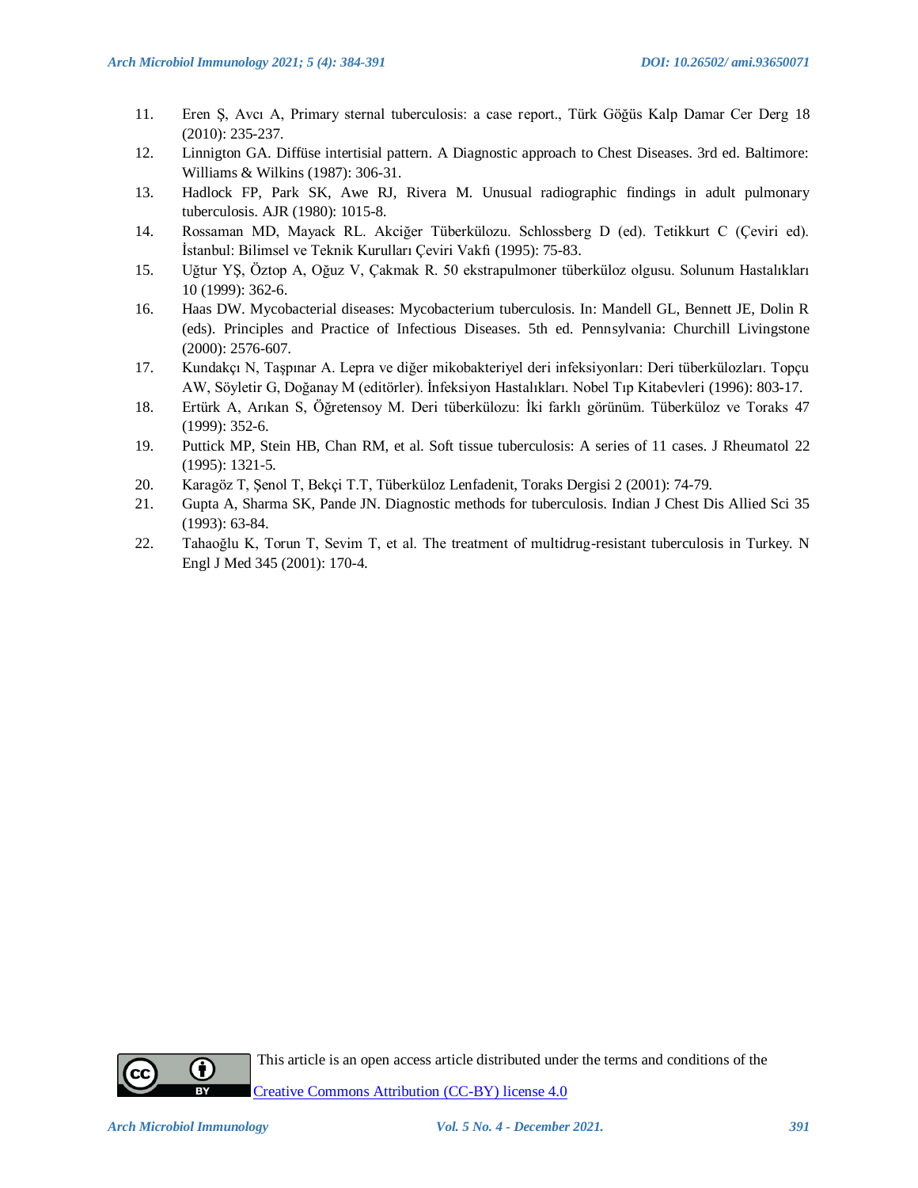11. Eren Ş, Avcı A, Primary sternal tuberculosis: a case report., Türk Göğüs Kalp Damar Cer Derg 18 (2010): 235-237.
12. Linnington GA. Diffüse intertisial pattern. A Diagnostic approach to Chest Diseases. 3rd ed. Baltimore: Williams & Wilkins (1987): 306-31.
13. Hadlock FP, Park SK, Awe RJ, Rivera M. Unusual radiographic findings in adult pulmonary tuberculosis. AJR (1980): 1015-8.
14. Rossaman MD, Mayack RL. Akciğer Tüberkülozu. Schlossberg D (ed). Tetikkurt C (Çeviri ed). İstanbul: Bilimsel ve Teknik Kurulları Çeviri Vakfı (1995): 75-83.
15. Uğtur YŞ, Öztop A, Oğuz V, Çakmak R. 50 ekstrapulmoner tüberküloz olgusu. Solunum Hastalıkları 10 (1999): 362-6.
16. Haas DW. Mycobacterial diseases: Mycobacterium tuberculosis. In: Mandell GL, Bennett JE, Dolin R (eds). Principles and Practice of Infectious Diseases. 5th ed. Pennsylvania: Churchill Livingstone (2000): 2576-607.
17. Kundakçı N, Taşpınar A. Lepra ve diğer mikobakteriyel deri infeksiyonları: Deri tüberkülozları. Topçu AW, Söyletir G, Doğanay M (editörler). İnfeksiyon Hastalıkları. Nobel Tıp Kitabevleri (1996): 803-17.
18. Ertürk A, Arıkan S, Öğretensoy M. Deri tüberkülozu: İki farklı görünüm. Tüberküloz ve Toraks 47 (1999): 352-6.
19. Puttick MP, Stein HB, Chan RM, et al. Soft tissue tuberculosis: A series of 11 cases. J Rheumatol 22 (1995): 1321-5.
20. Karagöz T, Şenol T, Bekçi T.T, Tüberküloz Lenfadenit, Toraks Dergisi 2 (2001): 74-79.
21. Gupta A, Sharma SK, Pande JN. Diagnostic methods for tuberculosis. Indian J Chest Dis Allied Sci 35 (1993): 63-84.
22. Tahaoğlu K, Torun T, Sevim T, et al. The treatment of multidrug-resistant tuberculosis in Turkey. N Engl J Med 345 (2001): 170-4.

This article is an open access article distributed under the terms and conditions of the [Creative Commons Attribution (CC-BY) license 4.0](https://creativecommons.org/licenses/by/4.0/)